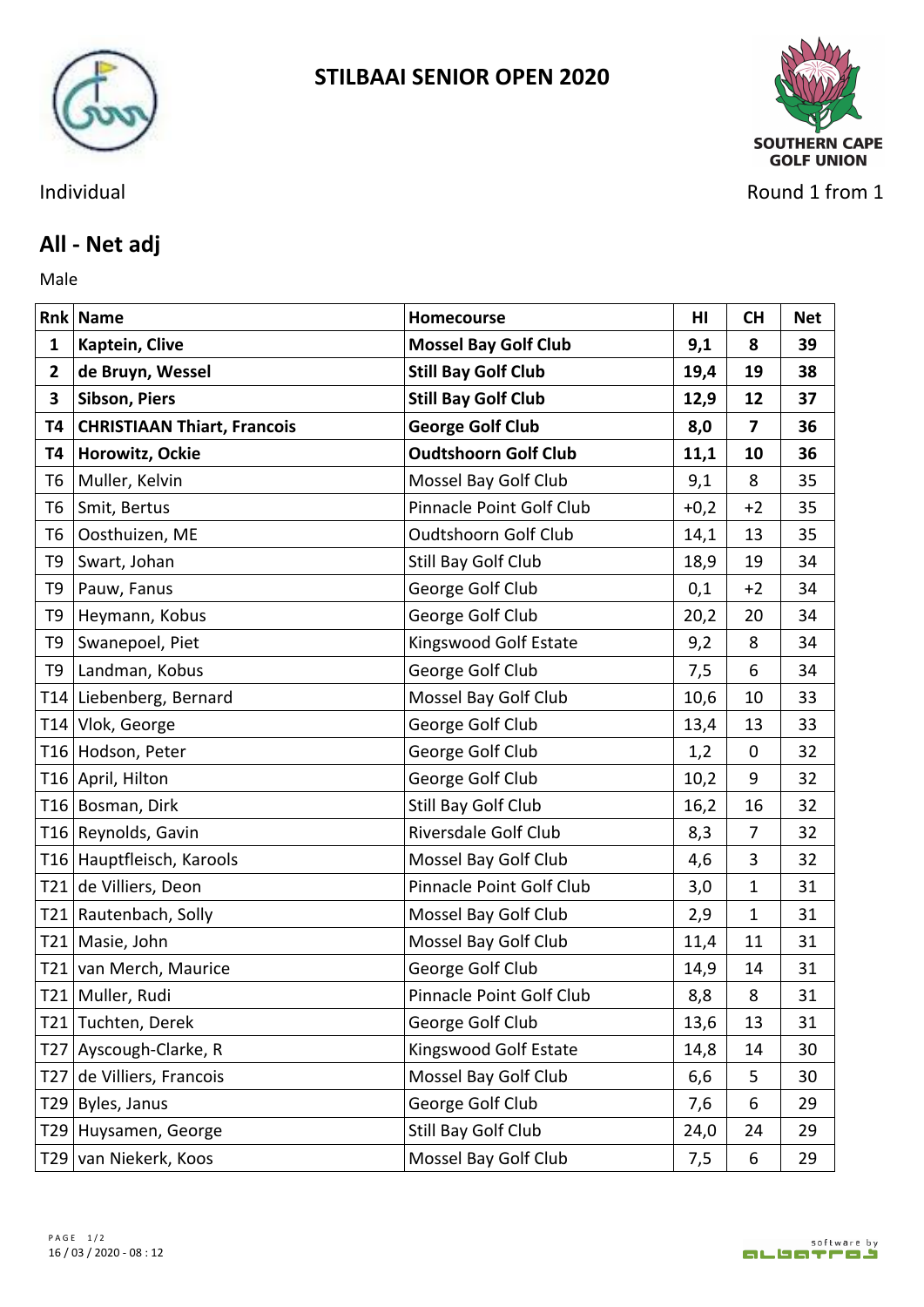# STILBAAI SENIOR OPEN 2020

SOUTHERN CAPE GOLF UNION

Individual

Round 1 from 1

## All - Net adj

Male

| Rnk | Name | Homecourse | HI | CH | Net |
|---|---|---|---|---|---|
| **1** | **Kaptein, Clive** | **Mossel Bay Golf Club** | **9,1** | **8** | **39** |
| **2** | **de Bruyn, Wessel** | **Still Bay Golf Club** | **19,4** | **19** | **38** |
| **3** | **Sibson, Piers** | **Still Bay Golf Club** | **12,9** | **12** | **37** |
| **T4** | **CHRISTIAAN Thiart, Francois** | **George Golf Club** | **8,0** | **7** | **36** |
| **T4** | **Horowitz, Ockie** | **Oudtshoorn Golf Club** | **11,1** | **10** | **36** |
| T6 | Muller, Kelvin | Mossel Bay Golf Club | 9,1 | 8 | 35 |
| T6 | Smit, Bertus | Pinnacle Point Golf Club | +0,2 | +2 | 35 |
| T6 | Oosthuizen, ME | Oudtshoorn Golf Club | 14,1 | 13 | 35 |
| T9 | Swart, Johan | Still Bay Golf Club | 18,9 | 19 | 34 |
| T9 | Pauw, Fanus | George Golf Club | 0,1 | +2 | 34 |
| T9 | Heymann, Kobus | George Golf Club | 20,2 | 20 | 34 |
| T9 | Swanepoel, Piet | Kingswood Golf Estate | 9,2 | 8 | 34 |
| T9 | Landman, Kobus | George Golf Club | 7,5 | 6 | 34 |
| T14 | Liebenberg, Bernard | Mossel Bay Golf Club | 10,6 | 10 | 33 |
| T14 | Vlok, George | George Golf Club | 13,4 | 13 | 33 |
| T16 | Hodson, Peter | George Golf Club | 1,2 | 0 | 32 |
| T16 | April, Hilton | George Golf Club | 10,2 | 9 | 32 |
| T16 | Bosman, Dirk | Still Bay Golf Club | 16,2 | 16 | 32 |
| T16 | Reynolds, Gavin | Riversdale Golf Club | 8,3 | 7 | 32 |
| T16 | Hauptfleisch, Karools | Mossel Bay Golf Club | 4,6 | 3 | 32 |
| T21 | de Villiers, Deon | Pinnacle Point Golf Club | 3,0 | 1 | 31 |
| T21 | Rautenbach, Solly | Mossel Bay Golf Club | 2,9 | 1 | 31 |
| T21 | Masie, John | Mossel Bay Golf Club | 11,4 | 11 | 31 |
| T21 | van Merch, Maurice | George Golf Club | 14,9 | 14 | 31 |
| T21 | Muller, Rudi | Pinnacle Point Golf Club | 8,8 | 8 | 31 |
| T21 | Tuchten, Derek | George Golf Club | 13,6 | 13 | 31 |
| T27 | Ayscough-Clarke, R | Kingswood Golf Estate | 14,8 | 14 | 30 |
| T27 | de Villiers, Francois | Mossel Bay Golf Club | 6,6 | 5 | 30 |
| T29 | Byles, Janus | George Golf Club | 7,6 | 6 | 29 |
| T29 | Huysamen, George | Still Bay Golf Club | 24,0 | 24 | 29 |
| T29 | van Niekerk, Koos | Mossel Bay Golf Club | 7,5 | 6 | 29 |

16 / 03 / 2020 - 08 : 12

software by albatros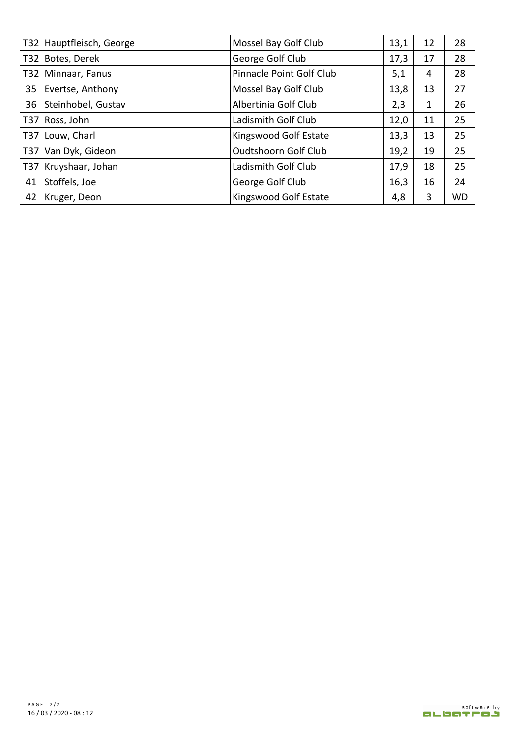| | | | | | |
|---|---|---|---|---|---|
| T32 | Hauptfleisch, George | Mossel Bay Golf Club | 13,1 | 12 | 28 |
| T32 | Botes, Derek | George Golf Club | 17,3 | 17 | 28 |
| T32 | Minnaar, Fanus | Pinnacle Point Golf Club | 5,1 | 4 | 28 |
| 35 | Evertse, Anthony | Mossel Bay Golf Club | 13,8 | 13 | 27 |
| 36 | Steinhobel, Gustav | Albertinia Golf Club | 2,3 | 1 | 26 |
| T37 | Ross, John | Ladismith Golf Club | 12,0 | 11 | 25 |
| T37 | Louw, Charl | Kingswood Golf Estate | 13,3 | 13 | 25 |
| T37 | Van Dyk, Gideon | Oudtshoorn Golf Club | 19,2 | 19 | 25 |
| T37 | Kruyshaar, Johan | Ladismith Golf Club | 17,9 | 18 | 25 |
| 41 | Stoffels, Joe | George Golf Club | 16,3 | 16 | 24 |
| 42 | Kruger, Deon | Kingswood Golf Estate | 4,8 | 3 | WD |

16 / 03 / 2020 - 08 : 12

software by albatros